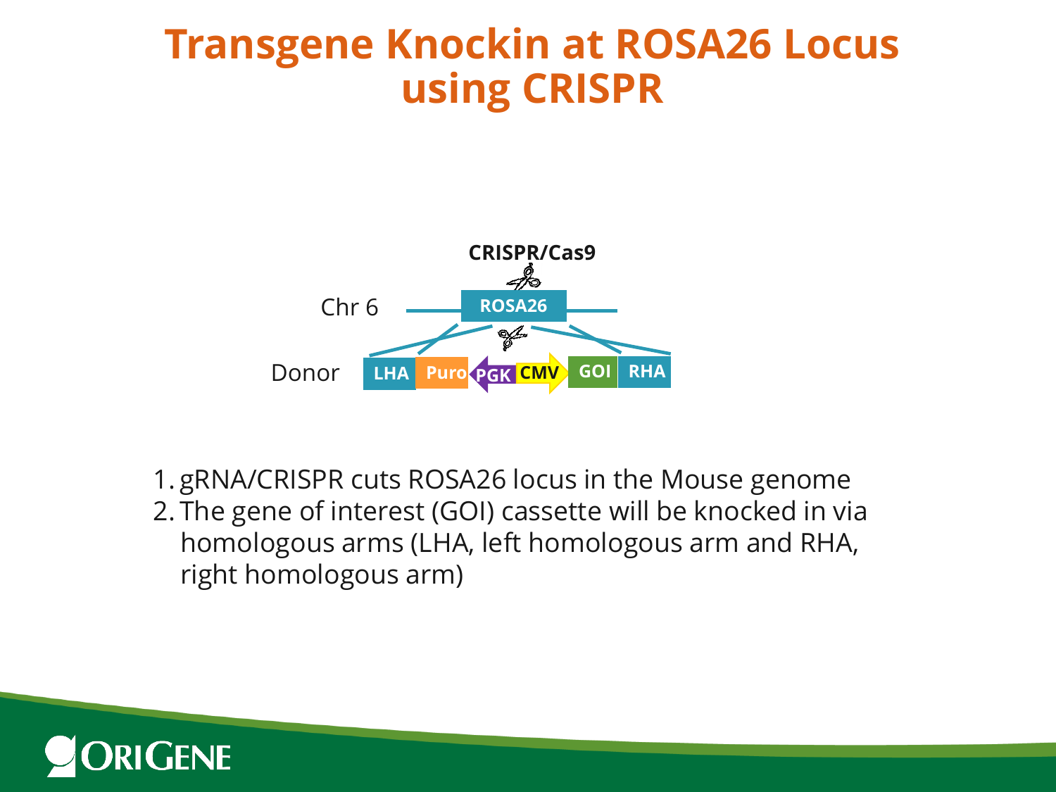# Transgene Knockin at ROSA26 Locus using CRISPR

CRISPR/Cas9

Chr 6 ROSA26

Donor LHA Puro PGK CMV GOI RHA

1. gRNA/CRISPR cuts ROSA26 locus in the Mouse genome
2. The gene of interest (GOI) cassette will be knocked in via homologous arms (LHA, left homologous arm and RHA, right homologous arm)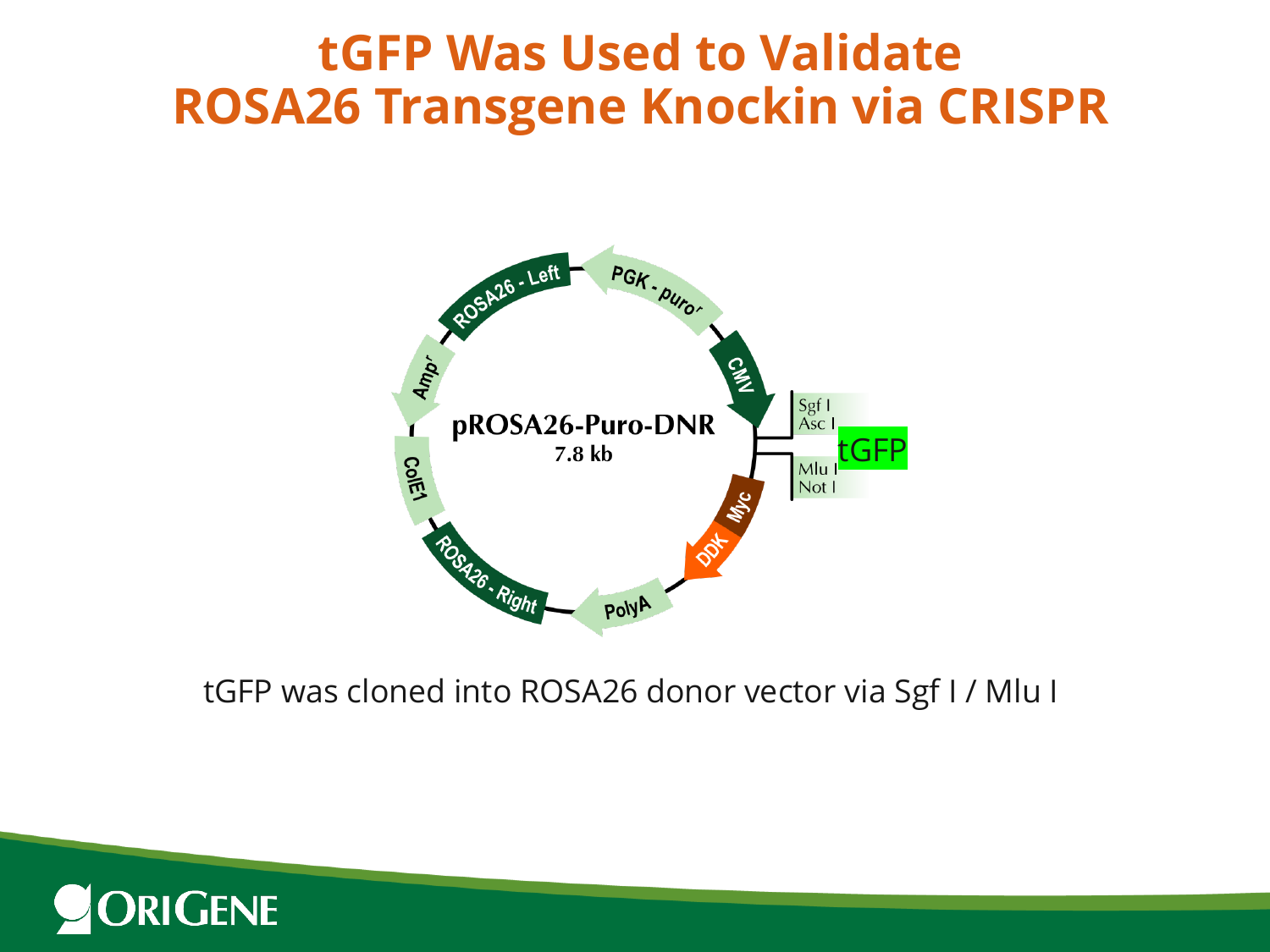# tGFP Was Used to Validate ROSA26 Transgene Knockin via CRISPR

pROSA26-Puro-DNR
7.8 kb

ROSA26 - Left
PGK - puro[r]
CMV
Sgf I
Asc I
tGFP
Mlu I
Not I
Myc
DDK
PolyA
ROSA26 - Right
ColE1
Amp[r]

tGFP was cloned into ROSA26 donor vector via Sgf I / Mlu I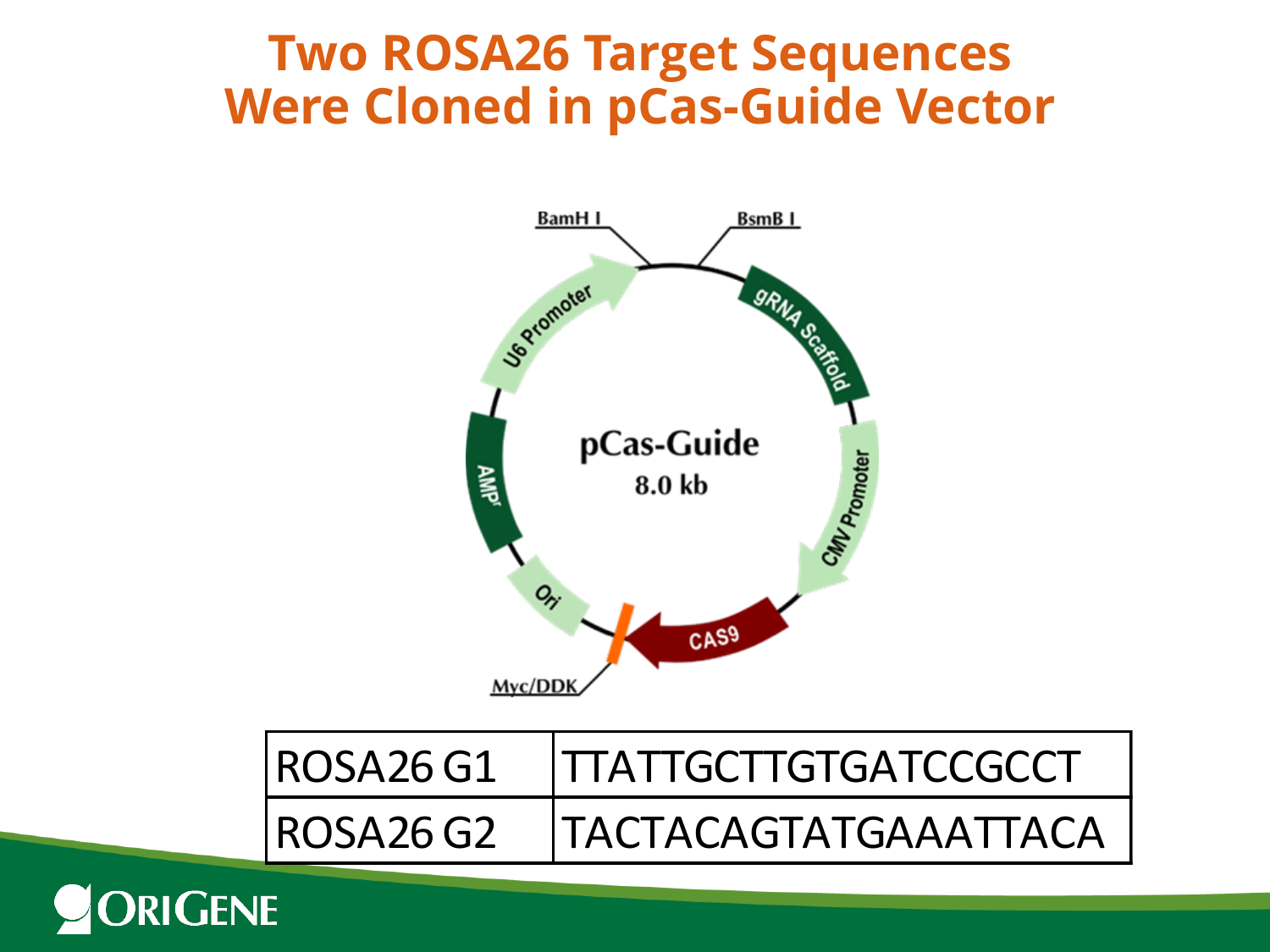# Two ROSA26 Target Sequences Were Cloned in pCas-Guide Vector

| ROSA26 G1 | TTATTGCTTGTGATCCGCCT |
|---|---|
| ROSA26 G2 | TACTACAGTATGAAATTACA |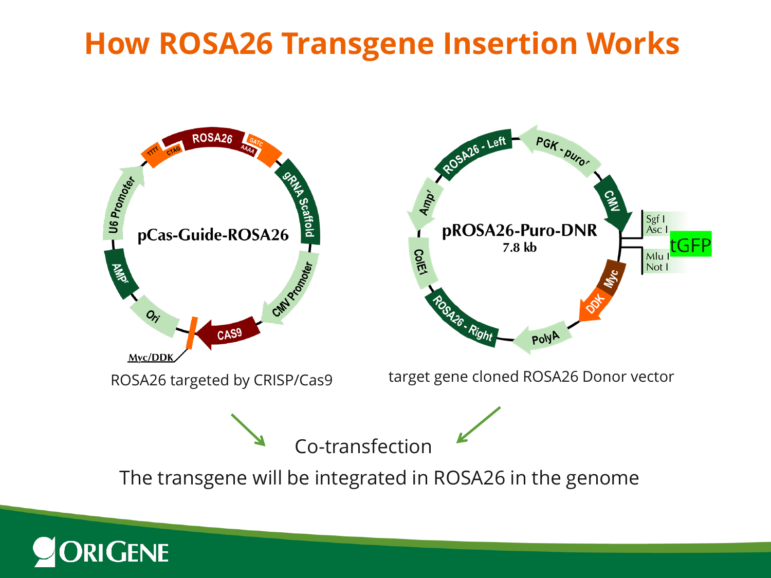# How ROSA26 Transgene Insertion Works

pCas-Guide-ROSA26

ROSA26 targeted by CRISP/Cas9

pROSA26-Puro-DNR

7.8 kb

target gene cloned ROSA26 Donor vector

Co-transfection

The transgene will be integrated in ROSA26 in the genome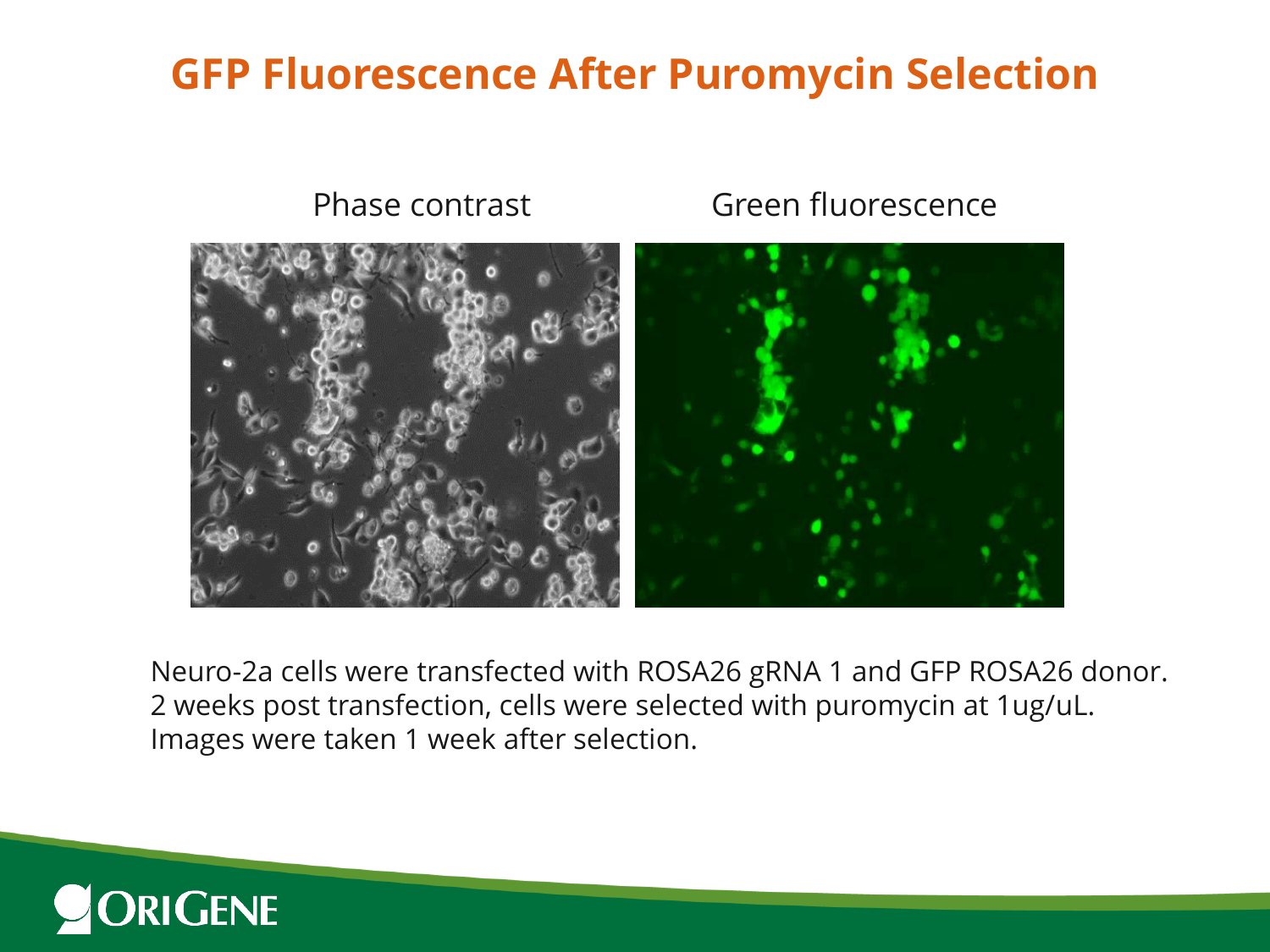# GFP Fluorescence After Puromycin Selection

Phase contrast

Green fluorescence

Neuro-2a cells were transfected with ROSA26 gRNA 1 and GFP ROSA26 donor. 2 weeks post transfection, cells were selected with puromycin at 1ug/uL. Images were taken 1 week after selection.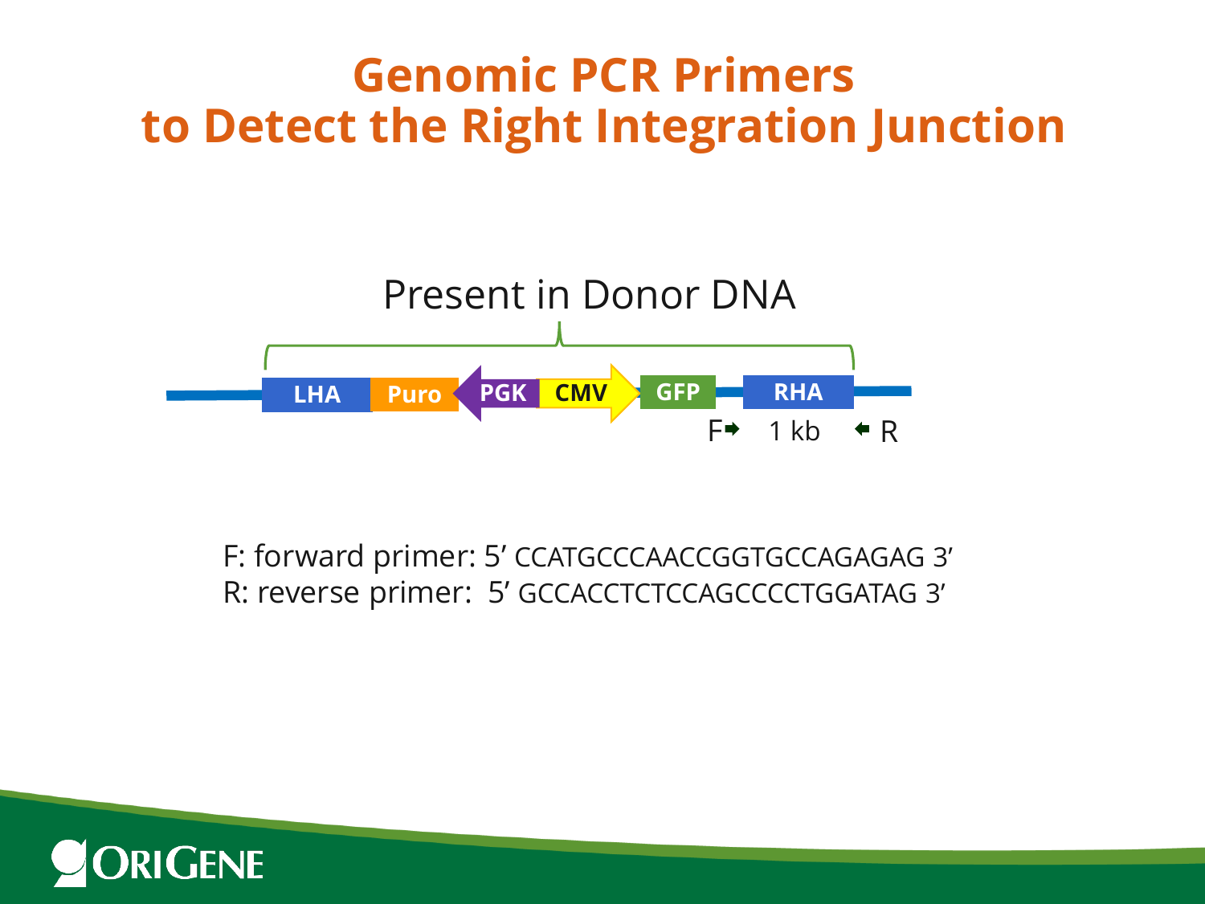# Genomic PCR Primers to Detect the Right Integration Junction

Present in Donor DNA

LHA | Puro | PGK | CMV | GFP | RHA

F → 1 kb ← R

F: forward primer: 5' CCATGCCCAACCGGTGCCAGAGAG 3'
R: reverse primer: 5' GCCACCTCTCCAGCCCCTGGATAG 3'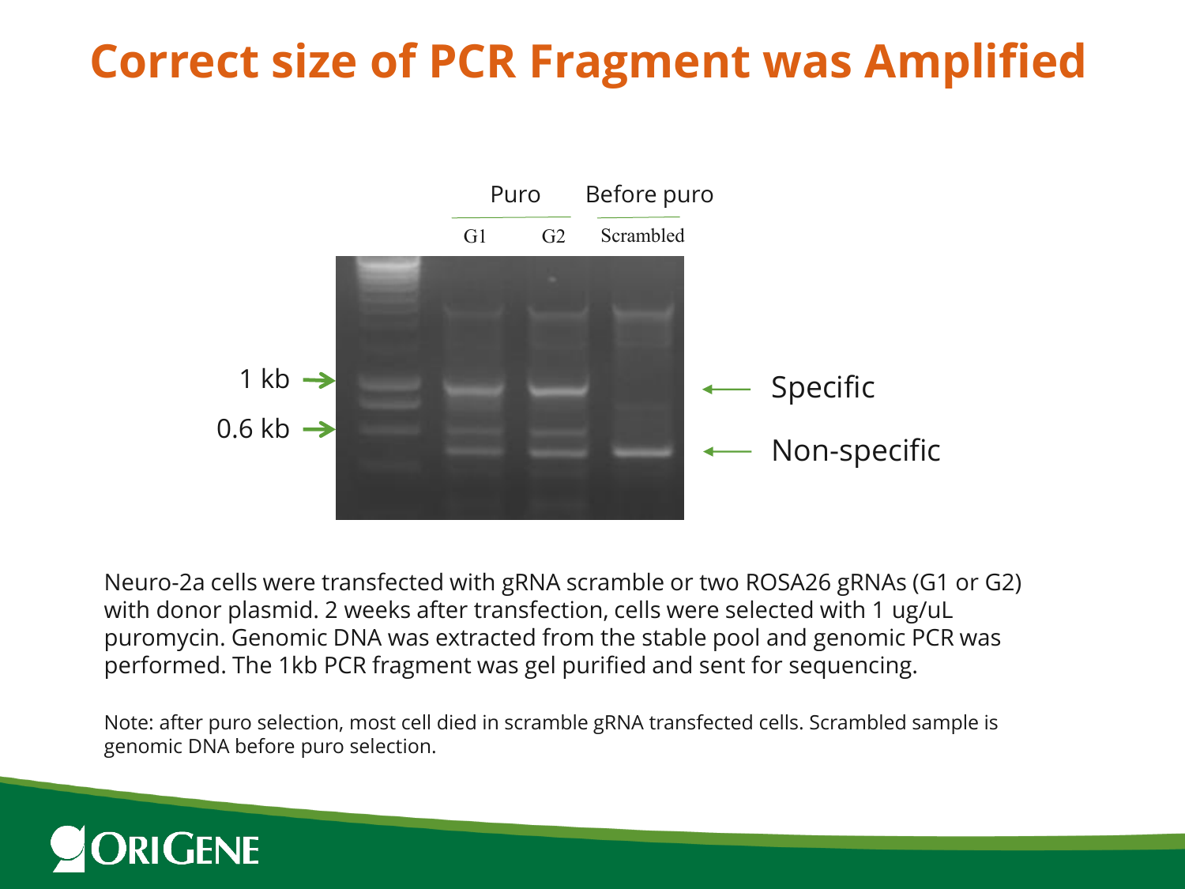# Correct size of PCR Fragment was Amplified

Neuro-2a cells were transfected with gRNA scramble or two ROSA26 gRNAs (G1 or G2) with donor plasmid. 2 weeks after transfection, cells were selected with 1 ug/uL puromycin. Genomic DNA was extracted from the stable pool and genomic PCR was performed. The 1kb PCR fragment was gel purified and sent for sequencing.

Note: after puro selection, most cell died in scramble gRNA transfected cells. Scrambled sample is genomic DNA before puro selection.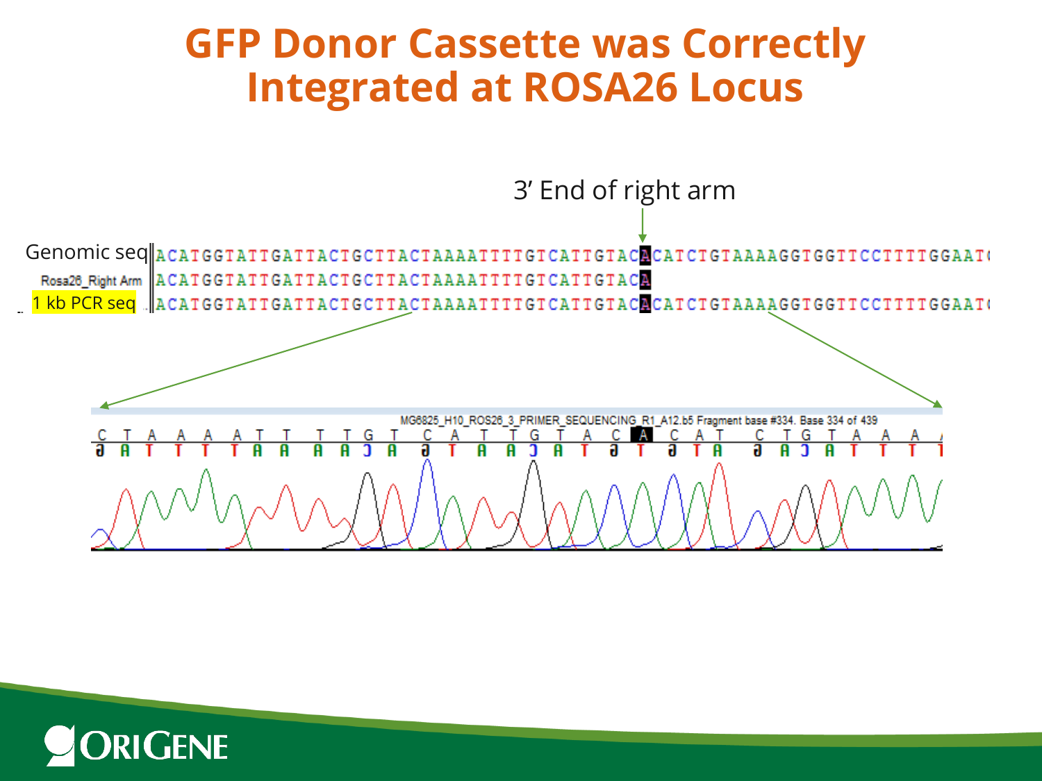# GFP Donor Cassette was Correctly Integrated at ROSA26 Locus

3' End of right arm

Genomic seq ACATGGTATTGATTACTGCTTACTAAAATTTTGTCATTGTACACATCTGTAAAAGGTGGTTCCTTTTGGAAT

Rosa26_Right Arm ACATGGTATTGATTACTGCTTACTAAAATTTTGTCATTGTACA

1 kb PCR seq ACATGGTATTGATTACTGCTTACTAAAATTTTGTCATTGTACACATCTGTAAAAGGTGGTTCCTTTTGGAAT

MG6825_H10_ROS26_3_PRIMER_SEQUENCING_R1_A12.b5 Fragment base #334. Base 334 of 439

C T A A A A T T T T G T C A T T G T A C A C A T C T G T A A A